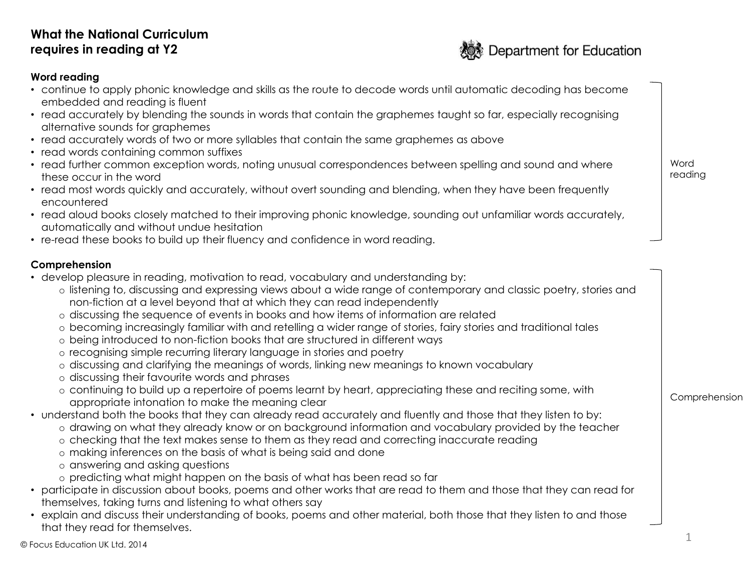# What the National Curriculum requires in reading at Y2

Department for Education

## Word reading

- continue to apply phonic knowledge and skills as the route to decode words until automatic decoding has become embedded and reading is fluent
- read accurately by blending the sounds in words that contain the graphemes taught so far, especially recognising alternative sounds for graphemes
- read accurately words of two or more syllables that contain the same graphemes as above
- read words containing common suffixes
- read further common exception words, noting unusual correspondences between spelling and sound and where these occur in the word
- read most words quickly and accurately, without overt sounding and blending, when they have been frequently encountered
- read aloud books closely matched to their improving phonic knowledge, sounding out unfamiliar words accurately, automatically and without undue hesitation
- re-read these books to build up their fluency and confidence in word reading.

Word reading

## Comprehension

- develop pleasure in reading, motivation to read, vocabulary and understanding by:
  - listening to, discussing and expressing views about a wide range of contemporary and classic poetry, stories and non-fiction at a level beyond that at which they can read independently
  - discussing the sequence of events in books and how items of information are related
  - becoming increasingly familiar with and retelling a wider range of stories, fairy stories and traditional tales
  - being introduced to non-fiction books that are structured in different ways
  - recognising simple recurring literary language in stories and poetry
  - discussing and clarifying the meanings of words, linking new meanings to known vocabulary
  - discussing their favourite words and phrases
  - continuing to build up a repertoire of poems learnt by heart, appreciating these and reciting some, with appropriate intonation to make the meaning clear
- understand both the books that they can already read accurately and fluently and those that they listen to by:
  - drawing on what they already know or on background information and vocabulary provided by the teacher
  - checking that the text makes sense to them as they read and correcting inaccurate reading
  - making inferences on the basis of what is being said and done
  - answering and asking questions
  - predicting what might happen on the basis of what has been read so far
- participate in discussion about books, poems and other works that are read to them and those that they can read for themselves, taking turns and listening to what others say
- explain and discuss their understanding of books, poems and other material, both those that they listen to and those that they read for themselves.

Comprehension

© Focus Education UK Ltd. 2014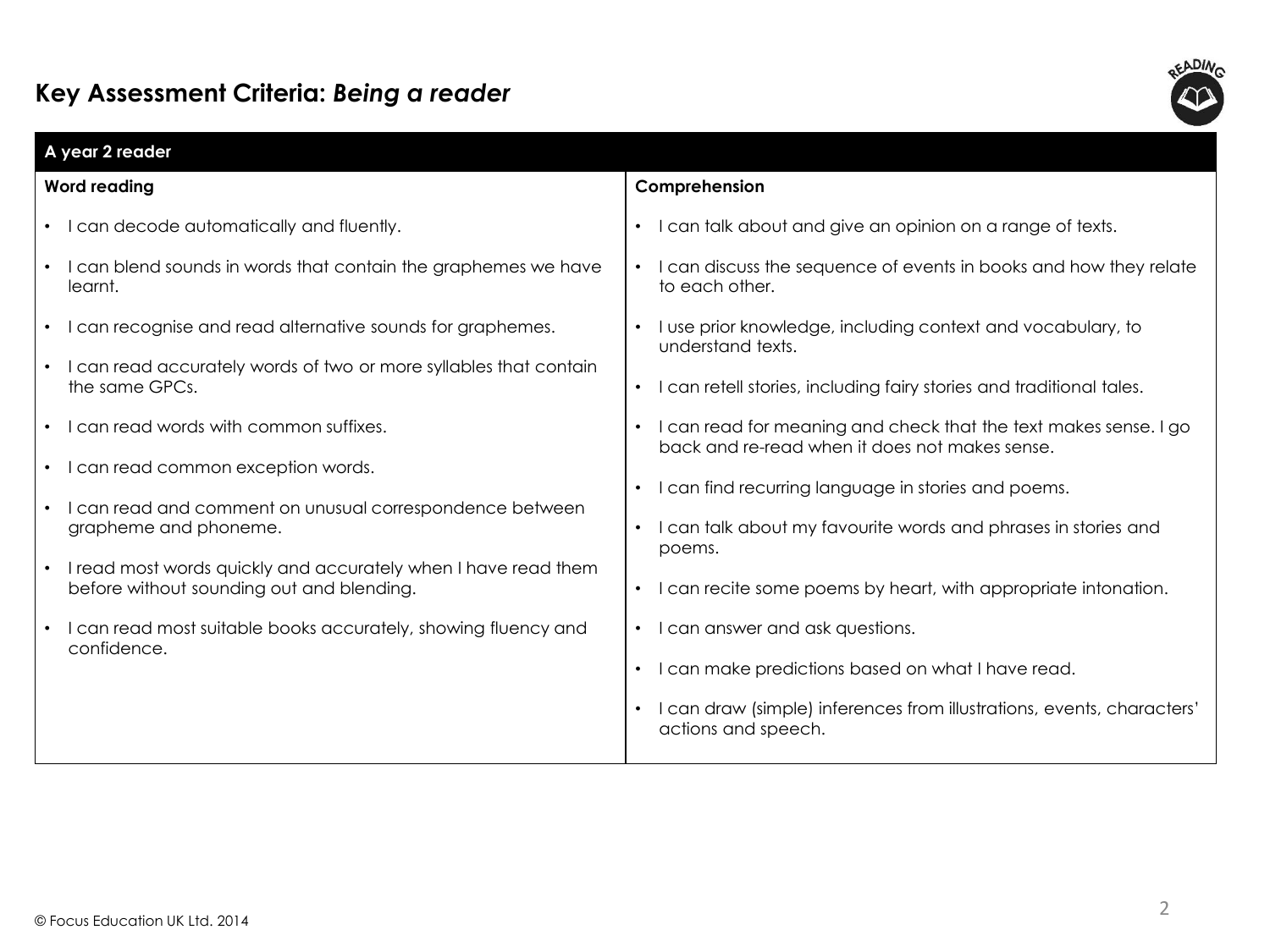# Key Assessment Criteria: *Being a reader*

## A year 2 reader

### Word reading

- I can decode automatically and fluently.
- I can blend sounds in words that contain the graphemes we have learnt.
- I can recognise and read alternative sounds for graphemes.
- I can read accurately words of two or more syllables that contain the same GPCs.
- I can read words with common suffixes.
- I can read common exception words.
- I can read and comment on unusual correspondence between grapheme and phoneme.
- I read most words quickly and accurately when I have read them before without sounding out and blending.
- I can read most suitable books accurately, showing fluency and confidence.

### Comprehension

- I can talk about and give an opinion on a range of texts.
- I can discuss the sequence of events in books and how they relate to each other.
- I use prior knowledge, including context and vocabulary, to understand texts.
- I can retell stories, including fairy stories and traditional tales.
- I can read for meaning and check that the text makes sense. I go back and re-read when it does not makes sense.
- I can find recurring language in stories and poems.
- I can talk about my favourite words and phrases in stories and poems.
- I can recite some poems by heart, with appropriate intonation.
- I can answer and ask questions.
- I can make predictions based on what I have read.
- I can draw (simple) inferences from illustrations, events, characters' actions and speech.

© Focus Education UK Ltd. 2014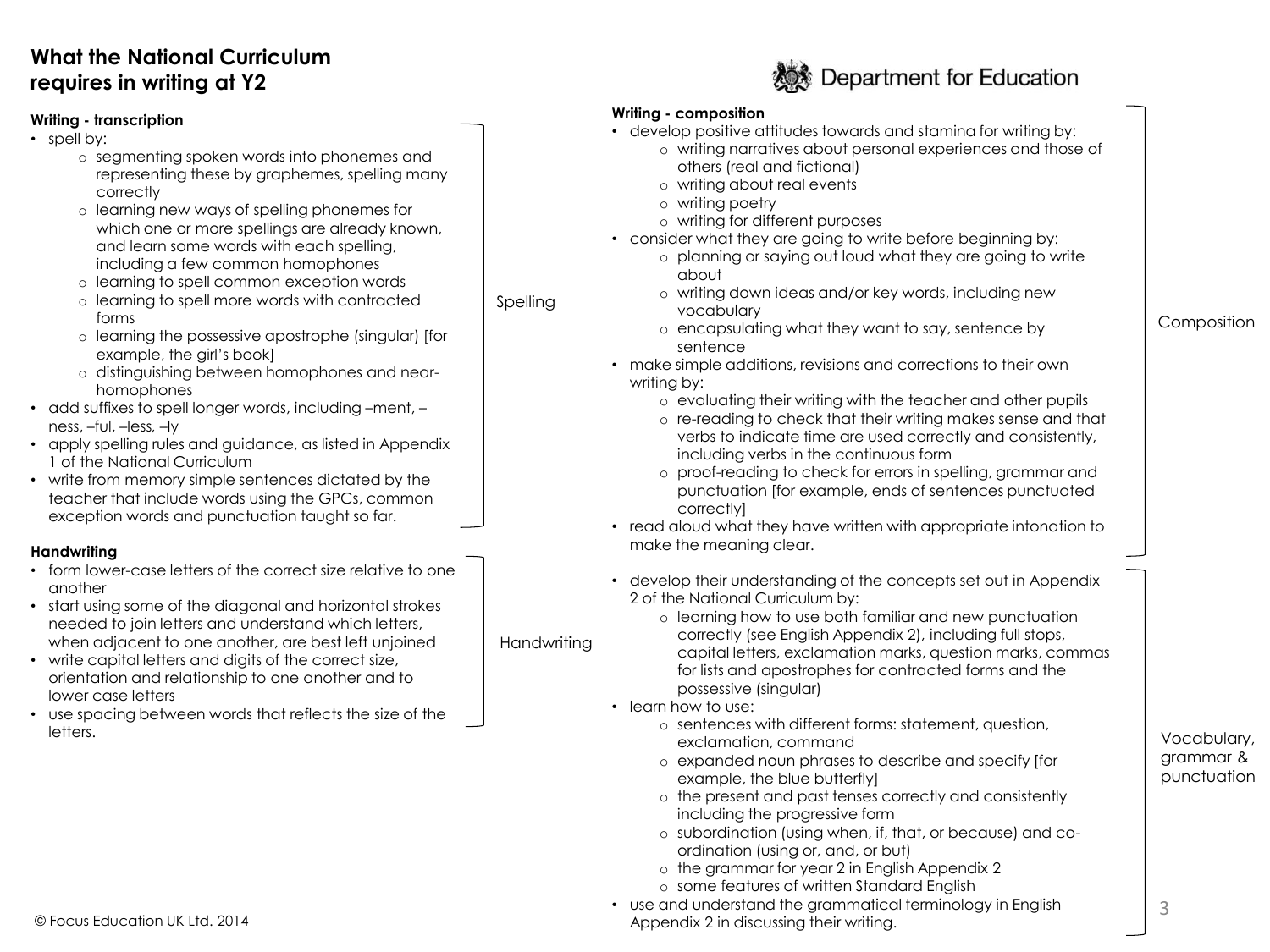# What the National Curriculum requires in writing at Y2

Department for Education

## Spelling

**Writing - transcription**

- spell by:
  - segmenting spoken words into phonemes and representing these by graphemes, spelling many correctly
  - learning new ways of spelling phonemes for which one or more spellings are already known, and learn some words with each spelling, including a few common homophones
  - learning to spell common exception words
  - learning to spell more words with contracted forms
  - learning the possessive apostrophe (singular) [for example, the girl's book]
  - distinguishing between homophones and near-homophones
- add suffixes to spell longer words, including –ment, –ness, –ful, –less, –ly
- apply spelling rules and guidance, as listed in Appendix 1 of the National Curriculum
- write from memory simple sentences dictated by the teacher that include words using the GPCs, common exception words and punctuation taught so far.

## Handwriting

**Handwriting**

- form lower-case letters of the correct size relative to one another
- start using some of the diagonal and horizontal strokes needed to join letters and understand which letters, when adjacent to one another, are best left unjoined
- write capital letters and digits of the correct size, orientation and relationship to one another and to lower case letters
- use spacing between words that reflects the size of the letters.

## Composition

**Writing - composition**

- develop positive attitudes towards and stamina for writing by:
  - writing narratives about personal experiences and those of others (real and fictional)
  - writing about real events
  - writing poetry
  - writing for different purposes
- consider what they are going to write before beginning by:
  - planning or saying out loud what they are going to write about
  - writing down ideas and/or key words, including new vocabulary
  - encapsulating what they want to say, sentence by sentence
- make simple additions, revisions and corrections to their own writing by:
  - evaluating their writing with the teacher and other pupils
  - re-reading to check that their writing makes sense and that verbs to indicate time are used correctly and consistently, including verbs in the continuous form
  - proof-reading to check for errors in spelling, grammar and punctuation [for example, ends of sentences punctuated correctly]
- read aloud what they have written with appropriate intonation to make the meaning clear.

## Vocabulary, grammar & punctuation

- develop their understanding of the concepts set out in Appendix 2 of the National Curriculum by:
  - learning how to use both familiar and new punctuation correctly (see English Appendix 2), including full stops, capital letters, exclamation marks, question marks, commas for lists and apostrophes for contracted forms and the possessive (singular)
- learn how to use:
  - sentences with different forms: statement, question, exclamation, command
  - expanded noun phrases to describe and specify [for example, the blue butterfly]
  - the present and past tenses correctly and consistently including the progressive form
  - subordination (using when, if, that, or because) and co-ordination (using or, and, or but)
  - the grammar for year 2 in English Appendix 2
  - some features of written Standard English
- use and understand the grammatical terminology in English Appendix 2 in discussing their writing.

© Focus Education UK Ltd. 2014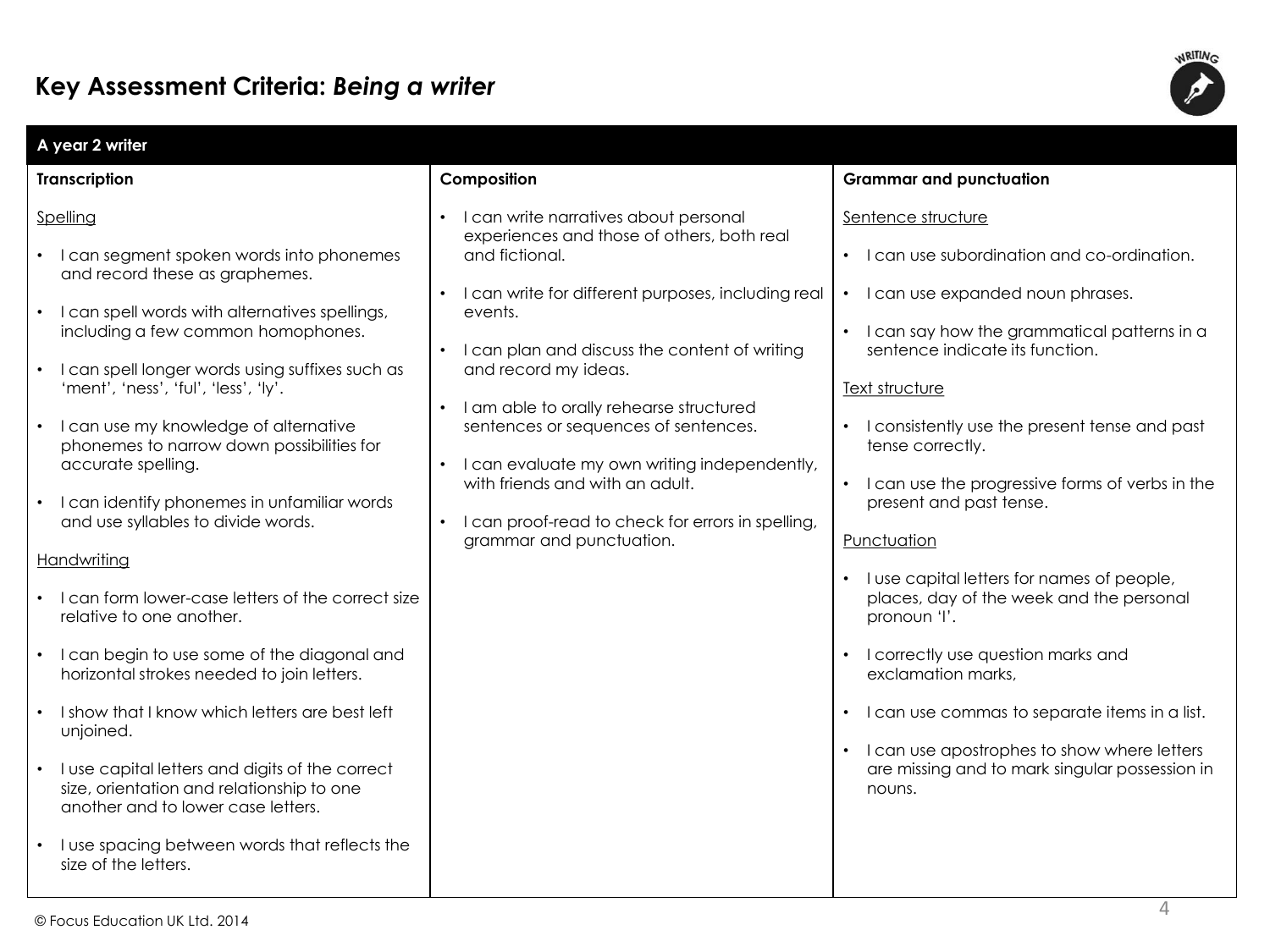# Key Assessment Criteria: *Being a writer*

## A year 2 writer

### Transcription

#### Spelling

- I can segment spoken words into phonemes and record these as graphemes.
- I can spell words with alternatives spellings, including a few common homophones.
- I can spell longer words using suffixes such as 'ment', 'ness', 'ful', 'less', 'ly'.
- I can use my knowledge of alternative phonemes to narrow down possibilities for accurate spelling.
- I can identify phonemes in unfamiliar words and use syllables to divide words.

#### Handwriting

- I can form lower-case letters of the correct size relative to one another.
- I can begin to use some of the diagonal and horizontal strokes needed to join letters.
- I show that I know which letters are best left unjoined.
- I use capital letters and digits of the correct size, orientation and relationship to one another and to lower case letters.
- I use spacing between words that reflects the size of the letters.

### Composition

- I can write narratives about personal experiences and those of others, both real and fictional.
- I can write for different purposes, including real events.
- I can plan and discuss the content of writing and record my ideas.
- I am able to orally rehearse structured sentences or sequences of sentences.
- I can evaluate my own writing independently, with friends and with an adult.
- I can proof-read to check for errors in spelling, grammar and punctuation.

### Grammar and punctuation

#### Sentence structure

- I can use subordination and co-ordination.
- I can use expanded noun phrases.
- I can say how the grammatical patterns in a sentence indicate its function.

#### Text structure

- I consistently use the present tense and past tense correctly.
- I can use the progressive forms of verbs in the present and past tense.

#### Punctuation

- I use capital letters for names of people, places, day of the week and the personal pronoun 'I'.
- I correctly use question marks and exclamation marks,
- I can use commas to separate items in a list.
- I can use apostrophes to show where letters are missing and to mark singular possession in nouns.

© Focus Education UK Ltd. 2014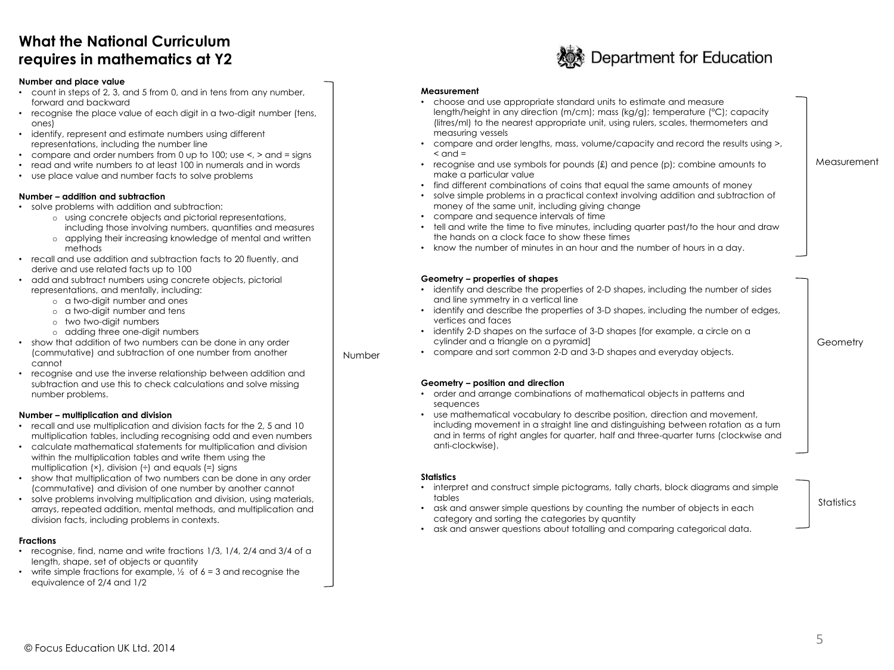# What the National Curriculum requires in mathematics at Y2

Department for Education

## Number

### Number and place value

- count in steps of 2, 3, and 5 from 0, and in tens from any number, forward and backward
- recognise the place value of each digit in a two-digit number (tens, ones)
- identify, represent and estimate numbers using different representations, including the number line
- compare and order numbers from 0 up to 100; use <, > and = signs
- read and write numbers to at least 100 in numerals and in words
- use place value and number facts to solve problems

### Number – addition and subtraction

- solve problems with addition and subtraction:
  - using concrete objects and pictorial representations, including those involving numbers, quantities and measures
  - applying their increasing knowledge of mental and written methods
- recall and use addition and subtraction facts to 20 fluently, and derive and use related facts up to 100
- add and subtract numbers using concrete objects, pictorial representations, and mentally, including:
  - a two-digit number and ones
  - a two-digit number and tens
  - two two-digit numbers
  - adding three one-digit numbers
- show that addition of two numbers can be done in any order (commutative) and subtraction of one number from another cannot
- recognise and use the inverse relationship between addition and subtraction and use this to check calculations and solve missing number problems.

### Number – multiplication and division

- recall and use multiplication and division facts for the 2, 5 and 10 multiplication tables, including recognising odd and even numbers
- calculate mathematical statements for multiplication and division within the multiplication tables and write them using the multiplication (×), division (÷) and equals (=) signs
- show that multiplication of two numbers can be done in any order (commutative) and division of one number by another cannot
- solve problems involving multiplication and division, using materials, arrays, repeated addition, mental methods, and multiplication and division facts, including problems in contexts.

### Fractions

- recognise, find, name and write fractions 1/3, 1/4, 2/4 and 3/4 of a length, shape, set of objects or quantity
- write simple fractions for example, ½ of 6 = 3 and recognise the equivalence of 2/4 and 1/2

## Measurement

### Measurement

- choose and use appropriate standard units to estimate and measure length/height in any direction (m/cm); mass (kg/g); temperature (°C); capacity (litres/ml) to the nearest appropriate unit, using rulers, scales, thermometers and measuring vessels
- compare and order lengths, mass, volume/capacity and record the results using >, < and =
- recognise and use symbols for pounds (£) and pence (p); combine amounts to make a particular value
- find different combinations of coins that equal the same amounts of money
- solve simple problems in a practical context involving addition and subtraction of money of the same unit, including giving change
- compare and sequence intervals of time
- tell and write the time to five minutes, including quarter past/to the hour and draw the hands on a clock face to show these times
- know the number of minutes in an hour and the number of hours in a day.

## Geometry

### Geometry – properties of shapes

- identify and describe the properties of 2-D shapes, including the number of sides and line symmetry in a vertical line
- identify and describe the properties of 3-D shapes, including the number of edges, vertices and faces
- identify 2-D shapes on the surface of 3-D shapes [for example, a circle on a cylinder and a triangle on a pyramid]
- compare and sort common 2-D and 3-D shapes and everyday objects.

### Geometry – position and direction

- order and arrange combinations of mathematical objects in patterns and sequences
- use mathematical vocabulary to describe position, direction and movement, including movement in a straight line and distinguishing between rotation as a turn and in terms of right angles for quarter, half and three-quarter turns (clockwise and anti-clockwise).

## Statistics

### Statistics

- interpret and construct simple pictograms, tally charts, block diagrams and simple tables
- ask and answer simple questions by counting the number of objects in each category and sorting the categories by quantity
- ask and answer questions about totalling and comparing categorical data.

© Focus Education UK Ltd. 2014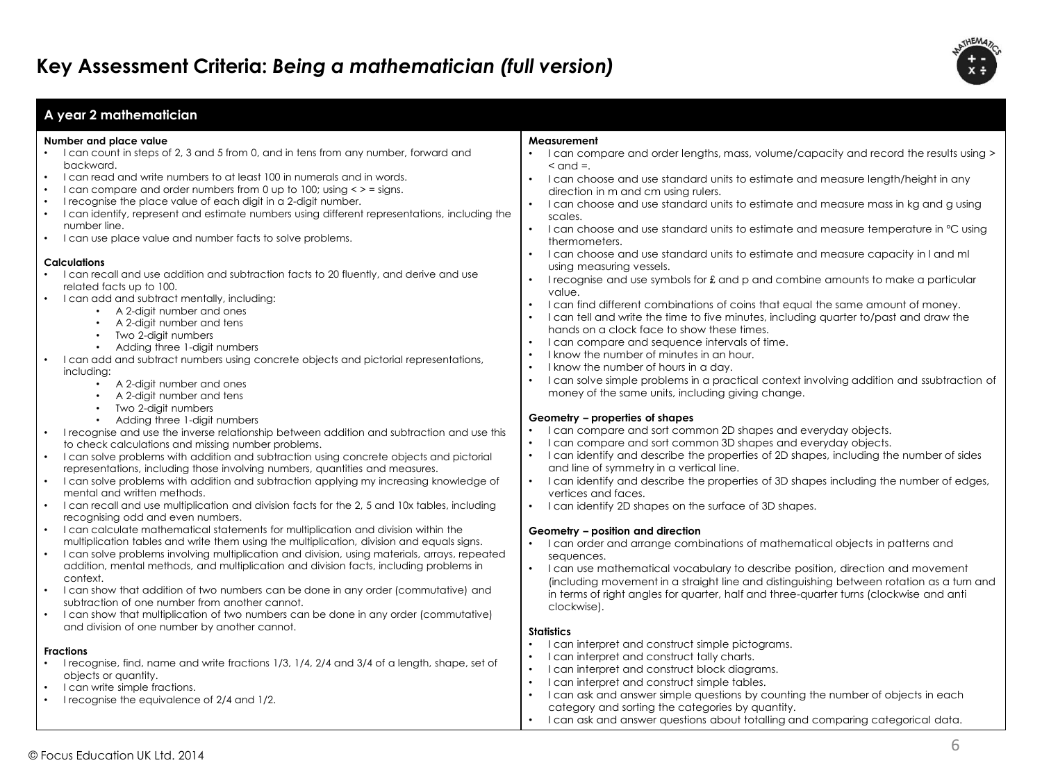# Key Assessment Criteria: *Being a mathematician (full version)*

## A year 2 mathematician

**Number and place value**

- I can count in steps of 2, 3 and 5 from 0, and in tens from any number, forward and backward.
- I can read and write numbers to at least 100 in numerals and in words.
- I can compare and order numbers from 0 up to 100; using < > = signs.
- I recognise the place value of each digit in a 2-digit number.
- I can identify, represent and estimate numbers using different representations, including the number line.
- I can use place value and number facts to solve problems.

**Calculations**

- I can recall and use addition and subtraction facts to 20 fluently, and derive and use related facts up to 100.
- I can add and subtract mentally, including:
  - A 2-digit number and ones
  - A 2-digit number and tens
  - Two 2-digit numbers
  - Adding three 1-digit numbers
- I can add and subtract numbers using concrete objects and pictorial representations, including:
  - A 2-digit number and ones
  - A 2-digit number and tens
  - Two 2-digit numbers
  - Adding three 1-digit numbers
- I recognise and use the inverse relationship between addition and subtraction and use this to check calculations and missing number problems.
- I can solve problems with addition and subtraction using concrete objects and pictorial representations, including those involving numbers, quantities and measures.
- I can solve problems with addition and subtraction applying my increasing knowledge of mental and written methods.
- I can recall and use multiplication and division facts for the 2, 5 and 10x tables, including recognising odd and even numbers.
- I can calculate mathematical statements for multiplication and division within the multiplication tables and write them using the multiplication, division and equals signs.
- I can solve problems involving multiplication and division, using materials, arrays, repeated addition, mental methods, and multiplication and division facts, including problems in context.
- I can show that addition of two numbers can be done in any order (commutative) and subtraction of one number from another cannot.
- I can show that multiplication of two numbers can be done in any order (commutative) and division of one number by another cannot.

**Fractions**

- I recognise, find, name and write fractions 1/3, 1/4, 2/4 and 3/4 of a length, shape, set of objects or quantity.
- I can write simple fractions.
- I recognise the equivalence of 2/4 and 1/2.

**Measurement**

- I can compare and order lengths, mass, volume/capacity and record the results using > < and =.
- I can choose and use standard units to estimate and measure length/height in any direction in m and cm using rulers.
- I can choose and use standard units to estimate and measure mass in kg and g using scales.
- I can choose and use standard units to estimate and measure temperature in °C using thermometers.
- I can choose and use standard units to estimate and measure capacity in l and ml using measuring vessels.
- I recognise and use symbols for £ and p and combine amounts to make a particular value.
- I can find different combinations of coins that equal the same amount of money.
- I can tell and write the time to five minutes, including quarter to/past and draw the hands on a clock face to show these times.
- I can compare and sequence intervals of time.
- I know the number of minutes in an hour.
- I know the number of hours in a day.
- I can solve simple problems in a practical context involving addition and ssubtraction of money of the same units, including giving change.

**Geometry – properties of shapes**

- I can compare and sort common 2D shapes and everyday objects.
- I can compare and sort common 3D shapes and everyday objects.
- I can identify and describe the properties of 2D shapes, including the number of sides and line of symmetry in a vertical line.
- I can identify and describe the properties of 3D shapes including the number of edges, vertices and faces.
- I can identify 2D shapes on the surface of 3D shapes.

**Geometry – position and direction**

- I can order and arrange combinations of mathematical objects in patterns and sequences.
- I can use mathematical vocabulary to describe position, direction and movement (including movement in a straight line and distinguishing between rotation as a turn and in terms of right angles for quarter, half and three-quarter turns (clockwise and anti clockwise).

**Statistics**

- I can interpret and construct simple pictograms.
- I can interpret and construct tally charts.
- I can interpret and construct block diagrams.
- I can interpret and construct simple tables.
- I can ask and answer simple questions by counting the number of objects in each category and sorting the categories by quantity.
- I can ask and answer questions about totalling and comparing categorical data.

© Focus Education UK Ltd. 2014